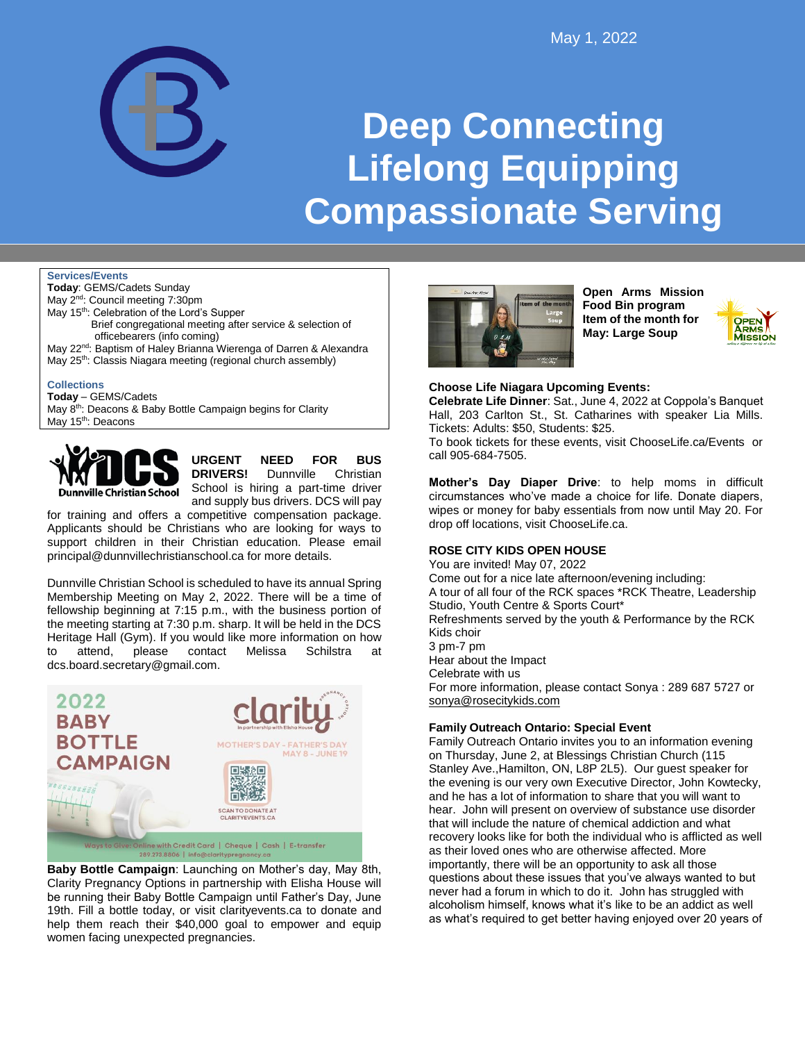May 1, 2022

# Deep Connecting
# Lifelong Equipping
# Compassionate Serving

**Services/Events**

**Today**: GEMS/Cadets Sunday
May 2nd: Council meeting 7:30pm
May 15th: Celebration of the Lord's Supper
Brief congregational meeting after service & selection of officebearers (info coming)
May 22nd: Baptism of Haley Brianna Wierenga of Darren & Alexandra
May 25th: Classis Niagara meeting (regional church assembly)

**Collections**

**Today** – GEMS/Cadets
May 8th: Deacons & Baby Bottle Campaign begins for Clarity
May 15th: Deacons

**URGENT NEED FOR BUS DRIVERS!** Dunnville Christian School is hiring a part-time driver and supply bus drivers. DCS will pay for training and offers a competitive compensation package. Applicants should be Christians who are looking for ways to support children in their Christian education. Please email principal@dunnvillechristianschool.ca for more details.

Dunnville Christian School is scheduled to have its annual Spring Membership Meeting on May 2, 2022. There will be a time of fellowship beginning at 7:15 p.m., with the business portion of the meeting starting at 7:30 p.m. sharp. It will be held in the DCS Heritage Hall (Gym). If you would like more information on how to attend, please contact Melissa Schilstra at dcs.board.secretary@gmail.com.

2022 BABY BOTTLE CAMPAIGN

clarity — MOTHER'S DAY - FATHER'S DAY MAY 8 - JUNE 19

SCAN TO DONATE AT CLARITYEVENTS.CA

Ways to Give: Online with Credit Card | Cheque | Cash | E-transfer
289.273.8806 | info@claritypregnancy.ca

**Baby Bottle Campaign**: Launching on Mother's day, May 8th, Clarity Pregnancy Options in partnership with Elisha House will be running their Baby Bottle Campaign until Father's Day, June 19th. Fill a bottle today, or visit clarityevents.ca to donate and help them reach their $40,000 goal to empower and equip women facing unexpected pregnancies.

**Open Arms Mission Food Bin program Item of the month for May: Large Soup**

**Choose Life Niagara Upcoming Events:**

**Celebrate Life Dinner**: Sat., June 4, 2022 at Coppola's Banquet Hall, 203 Carlton St., St. Catharines with speaker Lia Mills. Tickets: Adults: $50, Students: $25.
To book tickets for these events, visit ChooseLife.ca/Events or call 905-684-7505.

**Mother's Day Diaper Drive**: to help moms in difficult circumstances who've made a choice for life. Donate diapers, wipes or money for baby essentials from now until May 20. For drop off locations, visit ChooseLife.ca.

**ROSE CITY KIDS OPEN HOUSE**

You are invited! May 07, 2022
Come out for a nice late afternoon/evening including:
A tour of all four of the RCK spaces *RCK Theatre, Leadership Studio, Youth Centre & Sports Court*
Refreshments served by the youth & Performance by the RCK Kids choir
3 pm-7 pm
Hear about the Impact
Celebrate with us
For more information, please contact Sonya : 289 687 5727 or sonya@rosecitykids.com

**Family Outreach Ontario: Special Event**

Family Outreach Ontario invites you to an information evening on Thursday, June 2, at Blessings Christian Church (115 Stanley Ave.,Hamilton, ON, L8P 2L5). Our guest speaker for the evening is our very own Executive Director, John Kowtecky, and he has a lot of information to share that you will want to hear. John will present on overview of substance use disorder that will include the nature of chemical addiction and what recovery looks like for both the individual who is afflicted as well as their loved ones who are otherwise affected. More importantly, there will be an opportunity to ask all those questions about these issues that you've always wanted to but never had a forum in which to do it. John has struggled with alcoholism himself, knows what it's like to be an addict as well as what's required to get better having enjoyed over 20 years of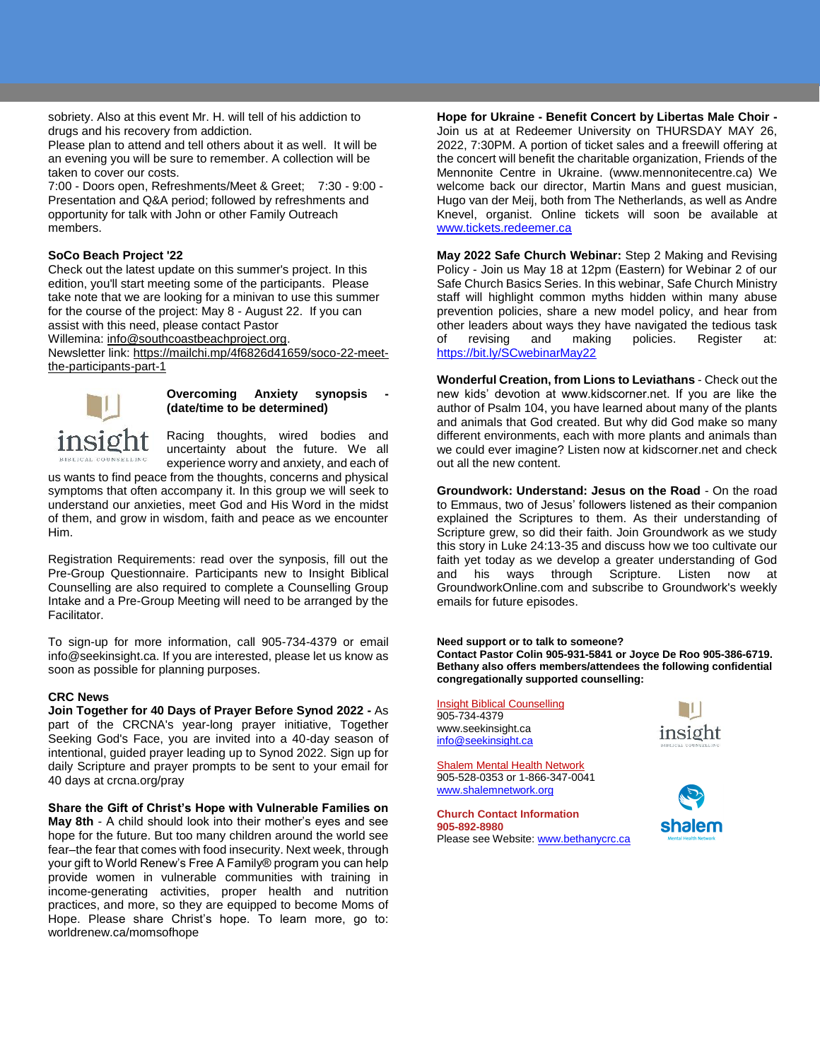sobriety. Also at this event Mr. H. will tell of his addiction to drugs and his recovery from addiction.
Please plan to attend and tell others about it as well. It will be an evening you will be sure to remember. A collection will be taken to cover our costs.
7:00 - Doors open, Refreshments/Meet & Greet; 7:30 - 9:00 - Presentation and Q&A period; followed by refreshments and opportunity for talk with John or other Family Outreach members.

**SoCo Beach Project '22**
Check out the latest update on this summer's project. In this edition, you'll start meeting some of the participants. Please take note that we are looking for a minivan to use this summer for the course of the project: May 8 - August 22. If you can assist with this need, please contact Pastor Willemina: info@southcoastbeachproject.org.
Newsletter link: https://mailchi.mp/4f6826d41659/soco-22-meet-the-participants-part-1

**Overcoming Anxiety synopsis - (date/time to be determined)**

Racing thoughts, wired bodies and uncertainty about the future. We all experience worry and anxiety, and each of us wants to find peace from the thoughts, concerns and physical symptoms that often accompany it. In this group we will seek to understand our anxieties, meet God and His Word in the midst of them, and grow in wisdom, faith and peace as we encounter Him.

Registration Requirements: read over the synopsis, fill out the Pre-Group Questionnaire. Participants new to Insight Biblical Counselling are also required to complete a Counselling Group Intake and a Pre-Group Meeting will need to be arranged by the Facilitator.

To sign-up for more information, call 905-734-4379 or email info@seekinsight.ca. If you are interested, please let us know as soon as possible for planning purposes.

**CRC News**
**Join Together for 40 Days of Prayer Before Synod 2022 -** As part of the CRCNA's year-long prayer initiative, Together Seeking God's Face, you are invited into a 40-day season of intentional, guided prayer leading up to Synod 2022. Sign up for daily Scripture and prayer prompts to be sent to your email for 40 days at crcna.org/pray

**Share the Gift of Christ's Hope with Vulnerable Families on May 8th** - A child should look into their mother's eyes and see hope for the future. But too many children around the world see fear–the fear that comes with food insecurity. Next week, through your gift to World Renew's Free A Family® program you can help provide women in vulnerable communities with training in income-generating activities, proper health and nutrition practices, and more, so they are equipped to become Moms of Hope. Please share Christ's hope. To learn more, go to: worldrenew.ca/momsofhope

**Hope for Ukraine - Benefit Concert by Libertas Male Choir -** Join us at at Redeemer University on THURSDAY MAY 26, 2022, 7:30PM. A portion of ticket sales and a freewill offering at the concert will benefit the charitable organization, Friends of the Mennonite Centre in Ukraine. (www.mennonitecentre.ca) We welcome back our director, Martin Mans and guest musician, Hugo van der Meij, both from The Netherlands, as well as Andre Knevel, organist. Online tickets will soon be available at www.tickets.redeemer.ca

**May 2022 Safe Church Webinar:** Step 2 Making and Revising Policy - Join us May 18 at 12pm (Eastern) for Webinar 2 of our Safe Church Basics Series. In this webinar, Safe Church Ministry staff will highlight common myths hidden within many abuse prevention policies, share a new model policy, and hear from other leaders about ways they have navigated the tedious task of revising and making policies. Register at: https://bit.ly/SCwebinarMay22

**Wonderful Creation, from Lions to Leviathans** - Check out the new kids' devotion at www.kidscorner.net. If you are like the author of Psalm 104, you have learned about many of the plants and animals that God created. But why did God make so many different environments, each with more plants and animals than we could ever imagine? Listen now at kidscorner.net and check out all the new content.

**Groundwork: Understand: Jesus on the Road** - On the road to Emmaus, two of Jesus' followers listened as their companion explained the Scriptures to them. As their understanding of Scripture grew, so did their faith. Join Groundwork as we study this story in Luke 24:13-35 and discuss how we too cultivate our faith yet today as we develop a greater understanding of God and his ways through Scripture. Listen now at GroundworkOnline.com and subscribe to Groundwork's weekly emails for future episodes.

**Need support or to talk to someone?**
**Contact Pastor Colin 905-931-5841 or Joyce De Roo 905-386-6719.**
**Bethany also offers members/attendees the following confidential congregationally supported counselling:**

Insight Biblical Counselling
905-734-4379
www.seekinsight.ca
info@seekinsight.ca

Shalem Mental Health Network
905-528-0353 or 1-866-347-0041
www.shalemnetwork.org

**Church Contact Information**
**905-892-8980**
Please see Website: www.bethanycrc.ca